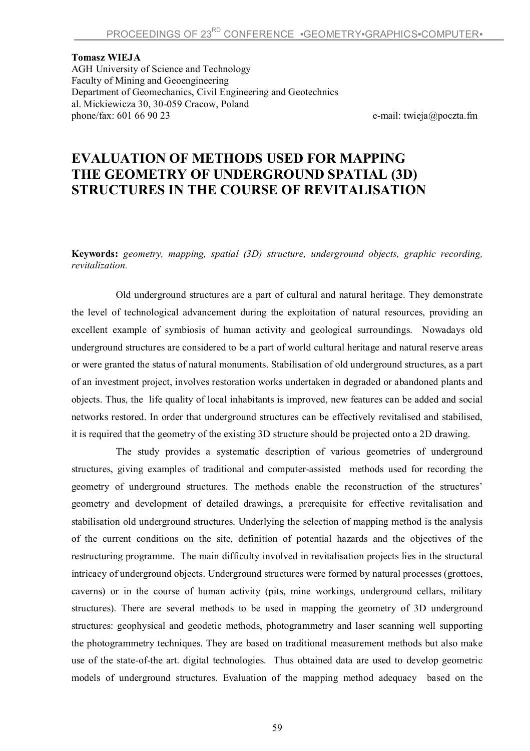**Tomasz WIEJA**
AGH University of Science and Technology
Faculty of Mining and Geoengineering
Department of Geomechanics, Civil Engineering and Geotechnics
al. Mickiewicza 30, 30-059 Cracow, Poland
phone/fax: 601 66 90 23 e-mail: twieja@poczta.fm

# EVALUATION OF METHODS USED FOR MAPPING THE GEOMETRY OF UNDERGROUND SPATIAL (3D) STRUCTURES IN THE COURSE OF REVITALISATION

**Keywords:** *geometry, mapping, spatial (3D) structure, underground objects, graphic recording, revitalization.*

Old underground structures are a part of cultural and natural heritage. They demonstrate the level of technological advancement during the exploitation of natural resources, providing an excellent example of symbiosis of human activity and geological surroundings. Nowadays old underground structures are considered to be a part of world cultural heritage and natural reserve areas or were granted the status of natural monuments. Stabilisation of old underground structures, as a part of an investment project, involves restoration works undertaken in degraded or abandoned plants and objects. Thus, the life quality of local inhabitants is improved, new features can be added and social networks restored. In order that underground structures can be effectively revitalised and stabilised, it is required that the geometry of the existing 3D structure should be projected onto a 2D drawing.

The study provides a systematic description of various geometries of underground structures, giving examples of traditional and computer-assisted methods used for recording the geometry of underground structures. The methods enable the reconstruction of the structures' geometry and development of detailed drawings, a prerequisite for effective revitalisation and stabilisation old underground structures. Underlying the selection of mapping method is the analysis of the current conditions on the site, definition of potential hazards and the objectives of the restructuring programme. The main difficulty involved in revitalisation projects lies in the structural intricacy of underground objects. Underground structures were formed by natural processes (grottoes, caverns) or in the course of human activity (pits, mine workings, underground cellars, military structures). There are several methods to be used in mapping the geometry of 3D underground structures: geophysical and geodetic methods, photogrammetry and laser scanning well supporting the photogrammetry techniques. They are based on traditional measurement methods but also make use of the state-of-the art. digital technologies. Thus obtained data are used to develop geometric models of underground structures. Evaluation of the mapping method adequacy based on the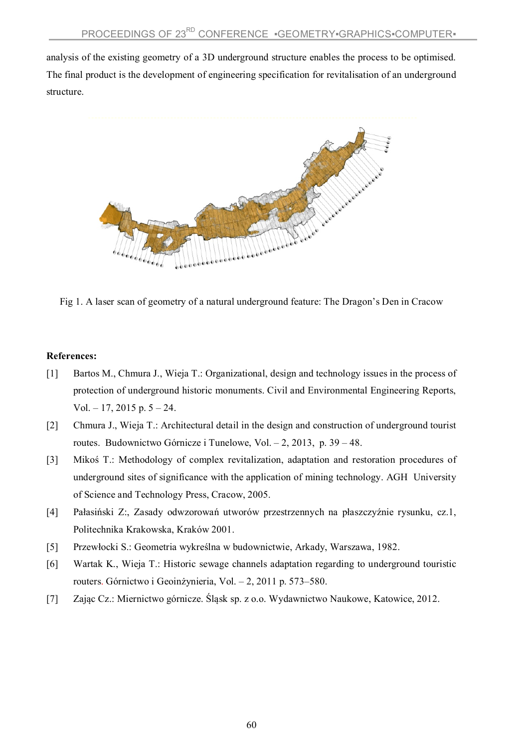analysis of the existing geometry of a 3D underground structure enables the process to be optimised. The final product is the development of engineering specification for revitalisation of an underground structure.

Fig 1. A laser scan of geometry of a natural underground feature: The Dragon's Den in Cracow

**References:**

[1] Bartos M., Chmura J., Wieja T.: Organizational, design and technology issues in the process of protection of underground historic monuments. Civil and Environmental Engineering Reports, Vol. – 17, 2015 p. 5 – 24.

[2] Chmura J., Wieja T.: Architectural detail in the design and construction of underground tourist routes. Budownictwo Górnicze i Tunelowe, Vol. – 2, 2013, p. 39 – 48.

[3] Mikoś T.: Methodology of complex revitalization, adaptation and restoration procedures of underground sites of significance with the application of mining technology. AGH University of Science and Technology Press, Cracow, 2005.

[4] Pałasiński Z:, Zasady odwzorowań utworów przestrzennych na płaszczyźnie rysunku, cz.1, Politechnika Krakowska, Kraków 2001.

[5] Przewłocki S.: Geometria wykreślna w budownictwie, Arkady, Warszawa, 1982.

[6] Wartak K., Wieja T.: Historic sewage channels adaptation regarding to underground touristic routers. Górnictwo i Geoinżynieria, Vol. – 2, 2011 p. 573–580.

[7] Zając Cz.: Miernictwo górnicze. Śląsk sp. z o.o. Wydawnictwo Naukowe, Katowice, 2012.